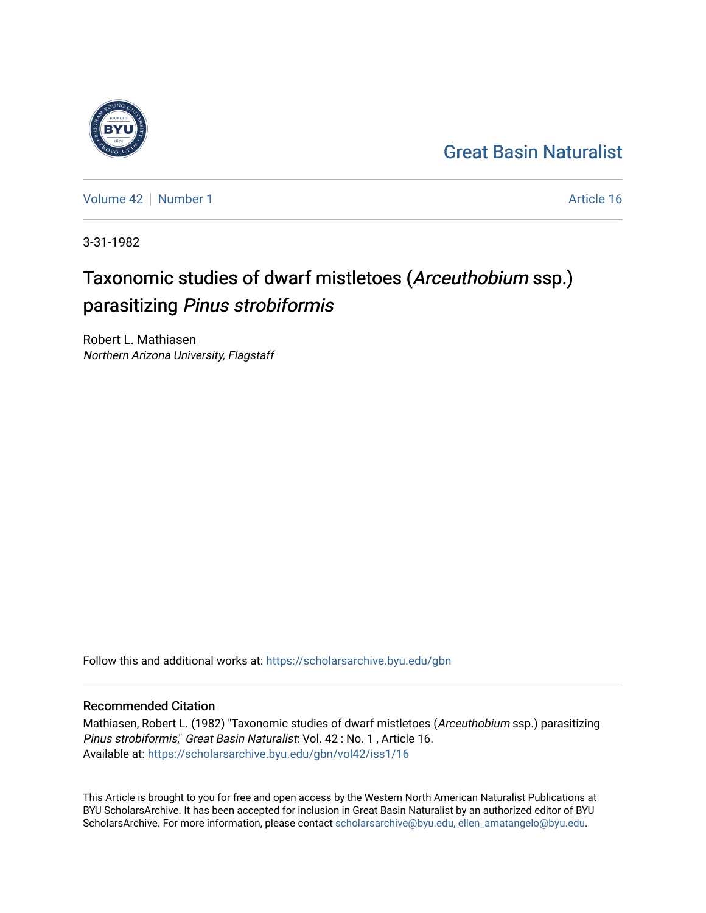Great Basin Naturalist

Volume 42 | Number 1

Article 16

3-31-1982

# Taxonomic studies of dwarf mistletoes (*Arceuthobium* ssp.) parasitizing *Pinus strobiformis*

Robert L. Mathiasen
*Northern Arizona University, Flagstaff*

Follow this and additional works at: https://scholarsarchive.byu.edu/gbn

## Recommended Citation

Mathiasen, Robert L. (1982) "Taxonomic studies of dwarf mistletoes (*Arceuthobium* ssp.) parasitizing *Pinus strobiformis*," *Great Basin Naturalist*: Vol. 42 : No. 1 , Article 16.
Available at: https://scholarsarchive.byu.edu/gbn/vol42/iss1/16

This Article is brought to you for free and open access by the Western North American Naturalist Publications at BYU ScholarsArchive. It has been accepted for inclusion in Great Basin Naturalist by an authorized editor of BYU ScholarsArchive. For more information, please contact scholarsarchive@byu.edu, ellen_amatangelo@byu.edu.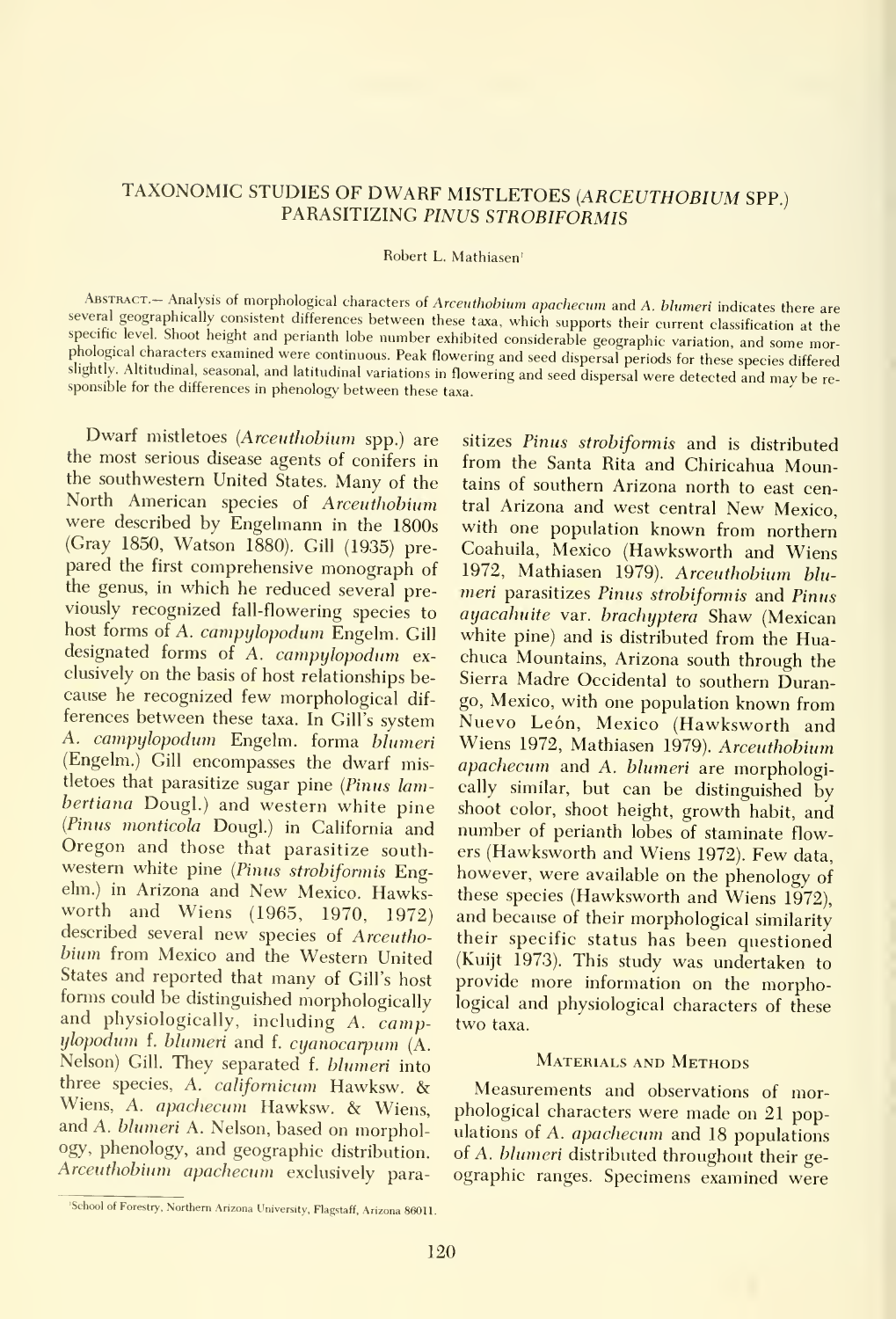# TAXONOMIC STUDIES OF DWARF MISTLETOES (*ARCEUTHOBIUM* SPP.) PARASITIZING *PINUS STROBIFORMIS*

Robert L. Mathiasen[1]

ABSTRACT.— Analysis of morphological characters of *Arceuthobium apachecum* and *A. blumeri* indicates there are several geographically consistent differences between these taxa, which supports their current classification at the specific level. Shoot height and perianth lobe number exhibited considerable geographic variation, and some morphological characters examined were continuous. Peak flowering and seed dispersal periods for these species differed slightly. Altitudinal, seasonal, and latitudinal variations in flowering and seed dispersal were detected and may be responsible for the differences in phenology between these taxa.

Dwarf mistletoes (*Arceuthobium* spp.) are the most serious disease agents of conifers in the southwestern United States. Many of the North American species of *Arceuthobium* were described by Engelmann in the 1800s (Gray 1850, Watson 1880). Gill (1935) prepared the first comprehensive monograph of the genus, in which he reduced several previously recognized fall-flowering species to host forms of *A. campylopodum* Engelm. Gill designated forms of *A. campylopodum* exclusively on the basis of host relationships because he recognized few morphological differences between these taxa. In Gill's system *A. campylopodum* Engelm. forma *blumeri* (Engelm.) Gill encompasses the dwarf mistletoes that parasitize sugar pine (*Pinus lambertiana* Dougl.) and western white pine (*Pinus monticola* Dougl.) in California and Oregon and those that parasitize southwestern white pine (*Pinus strobiformis* Engelm.) in Arizona and New Mexico. Hawksworth and Wiens (1965, 1970, 1972) described several new species of *Arceuthobium* from Mexico and the Western United States and reported that many of Gill's host forms could be distinguished morphologically and physiologically, including *A. campylopodum* f. *blumeri* and f. *cyanocarpum* (A. Nelson) Gill. They separated f. *blumeri* into three species, *A. californicum* Hawksw. & Wiens, *A. apachecum* Hawksw. & Wiens, and *A. blumeri* A. Nelson, based on morphology, phenology, and geographic distribution. *Arceuthobium apachecum* exclusively parasitizes *Pinus strobiformis* and is distributed from the Santa Rita and Chiricahua Mountains of southern Arizona north to east central Arizona and west central New Mexico, with one population known from northern Coahuila, Mexico (Hawksworth and Wiens 1972, Mathiasen 1979). *Arceuthobium blumeri* parasitizes *Pinus strobiformis* and *Pinus ayacahuite* var. *brachyptera* Shaw (Mexican white pine) and is distributed from the Huachuca Mountains, Arizona south through the Sierra Madre Occidental to southern Durango, Mexico, with one population known from Nuevo León, Mexico (Hawksworth and Wiens 1972, Mathiasen 1979). *Arceuthobium apachecum* and *A. blumeri* are morphologically similar, but can be distinguished by shoot color, shoot height, growth habit, and number of perianth lobes of staminate flowers (Hawksworth and Wiens 1972). Few data, however, were available on the phenology of these species (Hawksworth and Wiens 1972), and because of their morphological similarity their specific status has been questioned (Kuijt 1973). This study was undertaken to provide more information on the morphological and physiological characters of these two taxa.

## Materials and Methods

Measurements and observations of morphological characters were made on 21 populations of *A. apachecum* and 18 populations of *A. blumeri* distributed throughout their geographic ranges. Specimens examined were

[1]School of Forestry, Northern Arizona University, Flagstaff, Arizona 86011.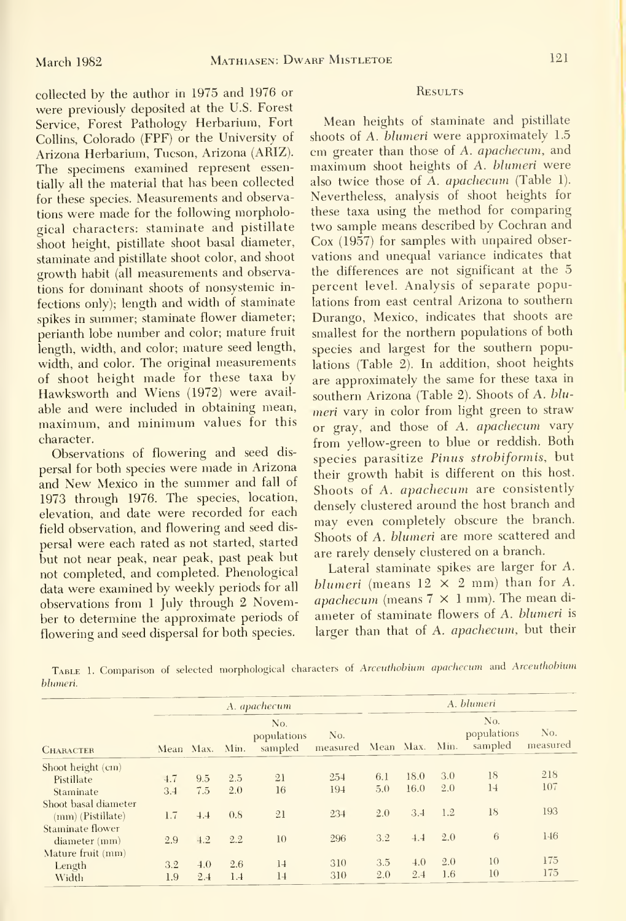collected by the author in 1975 and 1976 or were previously deposited at the U.S. Forest Service, Forest Pathology Herbarium, Fort Collins, Colorado (FPF) or the University of Arizona Herbarium, Tucson, Arizona (ARIZ). The specimens examined represent essentially all the material that has been collected for these species. Measurements and observations were made for the following morphological characters: staminate and pistillate shoot height, pistillate shoot basal diameter, staminate and pistillate shoot color, and shoot growth habit (all measurements and observations for dominant shoots of nonsystemic infections only); length and width of staminate spikes in summer; staminate flower diameter; perianth lobe number and color; mature fruit length, width, and color; mature seed length, width, and color. The original measurements of shoot height made for these taxa by Hawksworth and Wiens (1972) were available and were included in obtaining mean, maximum, and minimum values for this character.

Observations of flowering and seed dispersal for both species were made in Arizona and New Mexico in the summer and fall of 1973 through 1976. The species, location, elevation, and date were recorded for each field observation, and flowering and seed dispersal were each rated as not started, started but not near peak, near peak, past peak but not completed, and completed. Phenological data were examined by weekly periods for all observations from 1 July through 2 November to determine the approximate periods of flowering and seed dispersal for both species.

## Results

Mean heights of staminate and pistillate shoots of *A. blumeri* were approximately 1.5 cm greater than those of *A. apachecum*, and maximum shoot heights of *A. blumeri* were also twice those of *A. apachecum* (Table 1). Nevertheless, analysis of shoot heights for these taxa using the method for comparing two sample means described by Cochran and Cox (1957) for samples with unpaired observations and unequal variance indicates that the differences are not significant at the 5 percent level. Analysis of separate populations from east central Arizona to southern Durango, Mexico, indicates that shoots are smallest for the northern populations of both species and largest for the southern populations (Table 2). In addition, shoot heights are approximately the same for these taxa in southern Arizona (Table 2). Shoots of *A. blumeri* vary in color from light green to straw or gray, and those of *A. apachecum* vary from yellow-green to blue or reddish. Both species parasitize *Pinus strobiformis*, but their growth habit is different on this host. Shoots of *A. apachecum* are consistently densely clustered around the host branch and may even completely obscure the branch. Shoots of *A. blumeri* are more scattered and are rarely densely clustered on a branch.

Lateral staminate spikes are larger for *A. blumeri* (means 12 × 2 mm) than for *A. apachecum* (means 7 × 1 mm). The mean diameter of staminate flowers of *A. blumeri* is larger than that of *A. apachecum*, but their

Table 1. Comparison of selected morphological characters of *Arceuthobium apachecum* and *Arceuthobium blumeri*.

| | *A. apachecum* | | | | | *A. blumeri* | | | | |
|---|---|---|---|---|---|---|---|---|---|---|
| Character | Mean | Max. | Min. | No. populations sampled | No. measured | Mean | Max. | Min. | No. populations sampled | No. measured |
| Shoot height (cm) | | | | | | | | | | |
| Pistillate | 4.7 | 9.5 | 2.5 | 21 | 254 | 6.1 | 18.0 | 3.0 | 18 | 218 |
| Staminate | 3.4 | 7.5 | 2.0 | 16 | 194 | 5.0 | 16.0 | 2.0 | 14 | 107 |
| Shoot basal diameter (mm) (Pistillate) | 1.7 | 4.4 | 0.8 | 21 | 234 | 2.0 | 3.4 | 1.2 | 18 | 193 |
| Staminate flower diameter (mm) | 2.9 | 4.2 | 2.2 | 10 | 296 | 3.2 | 4.4 | 2.0 | 6 | 146 |
| Mature fruit (mm) | | | | | | | | | | |
| Length | 3.2 | 4.0 | 2.6 | 14 | 310 | 3.5 | 4.0 | 2.0 | 10 | 175 |
| Width | 1.9 | 2.4 | 1.4 | 14 | 310 | 2.0 | 2.4 | 1.6 | 10 | 175 |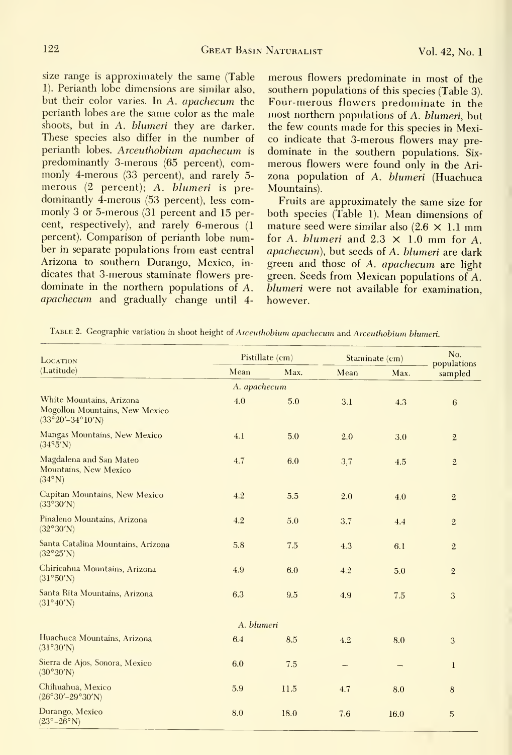size range is approximately the same (Table 1). Perianth lobe dimensions are similar also, but their color varies. In *A. apachecum* the perianth lobes are the same color as the male shoots, but in *A. blumeri* they are darker. These species also differ in the number of perianth lobes. *Arceuthobium apachecum* is predominantly 3-merous (65 percent), commonly 4-merous (33 percent), and rarely 5-merous (2 percent); *A. blumeri* is predominantly 4-merous (53 percent), less commonly 3 or 5-merous (31 percent and 15 percent, respectively), and rarely 6-merous (1 percent). Comparison of perianth lobe number in separate populations from east central Arizona to southern Durango, Mexico, indicates that 3-merous staminate flowers predominate in the northern populations of *A. apachecum* and gradually change until 4-merous flowers predominate in most of the southern populations of this species (Table 3). Four-merous flowers predominate in the most northern populations of *A. blumeri*, but the few counts made for this species in Mexico indicate that 3-merous flowers may predominate in the southern populations. Six-merous flowers were found only in the Arizona population of *A. blumeri* (Huachuca Mountains).

Fruits are approximately the same size for both species (Table 1). Mean dimensions of mature seed were similar also (2.6 × 1.1 mm for *A. blumeri* and 2.3 × 1.0 mm for *A. apachecum*), but seeds of *A. blumeri* are dark green and those of *A. apachecum* are light green. Seeds from Mexican populations of *A. blumeri* were not available for examination, however.

Table 2. Geographic variation in shoot height of *Arceuthobium apachecum* and *Arceuthobium blumeri*.

| Location (Latitude) | Pistillate (cm) | | Staminate (cm) | | No. populations sampled |
|---|---|---|---|---|---|
| | Mean | Max. | Mean | Max. | |
| *A. apachecum* | | | | | |
| White Mountains, Arizona Mogollon Mountains, New Mexico (33°20′–34°10′N) | 4.0 | 5.0 | 3.1 | 4.3 | 6 |
| Mangas Mountains, New Mexico (34°5′N) | 4.1 | 5.0 | 2.0 | 3.0 | 2 |
| Magdalena and San Mateo Mountains, New Mexico (34°N) | 4.7 | 6.0 | 3.7 | 4.5 | 2 |
| Capitan Mountains, New Mexico (33°30′N) | 4.2 | 5.5 | 2.0 | 4.0 | 2 |
| Pinaleno Mountains, Arizona (32°30′N) | 4.2 | 5.0 | 3.7 | 4.4 | 2 |
| Santa Catalina Mountains, Arizona (32°25′N) | 5.8 | 7.5 | 4.3 | 6.1 | 2 |
| Chiricahua Mountains, Arizona (31°50′N) | 4.9 | 6.0 | 4.2 | 5.0 | 2 |
| Santa Rita Mountains, Arizona (31°40′N) | 6.3 | 9.5 | 4.9 | 7.5 | 3 |
| *A. blumeri* | | | | | |
| Huachuca Mountains, Arizona (31°30′N) | 6.4 | 8.5 | 4.2 | 8.0 | 3 |
| Sierra de Ajos, Sonora, Mexico (30°30′N) | 6.0 | 7.5 | – | – | 1 |
| Chihuahua, Mexico (26°30′–29°30′N) | 5.9 | 11.5 | 4.7 | 8.0 | 8 |
| Durango, Mexico (23°–26°N) | 8.0 | 18.0 | 7.6 | 16.0 | 5 |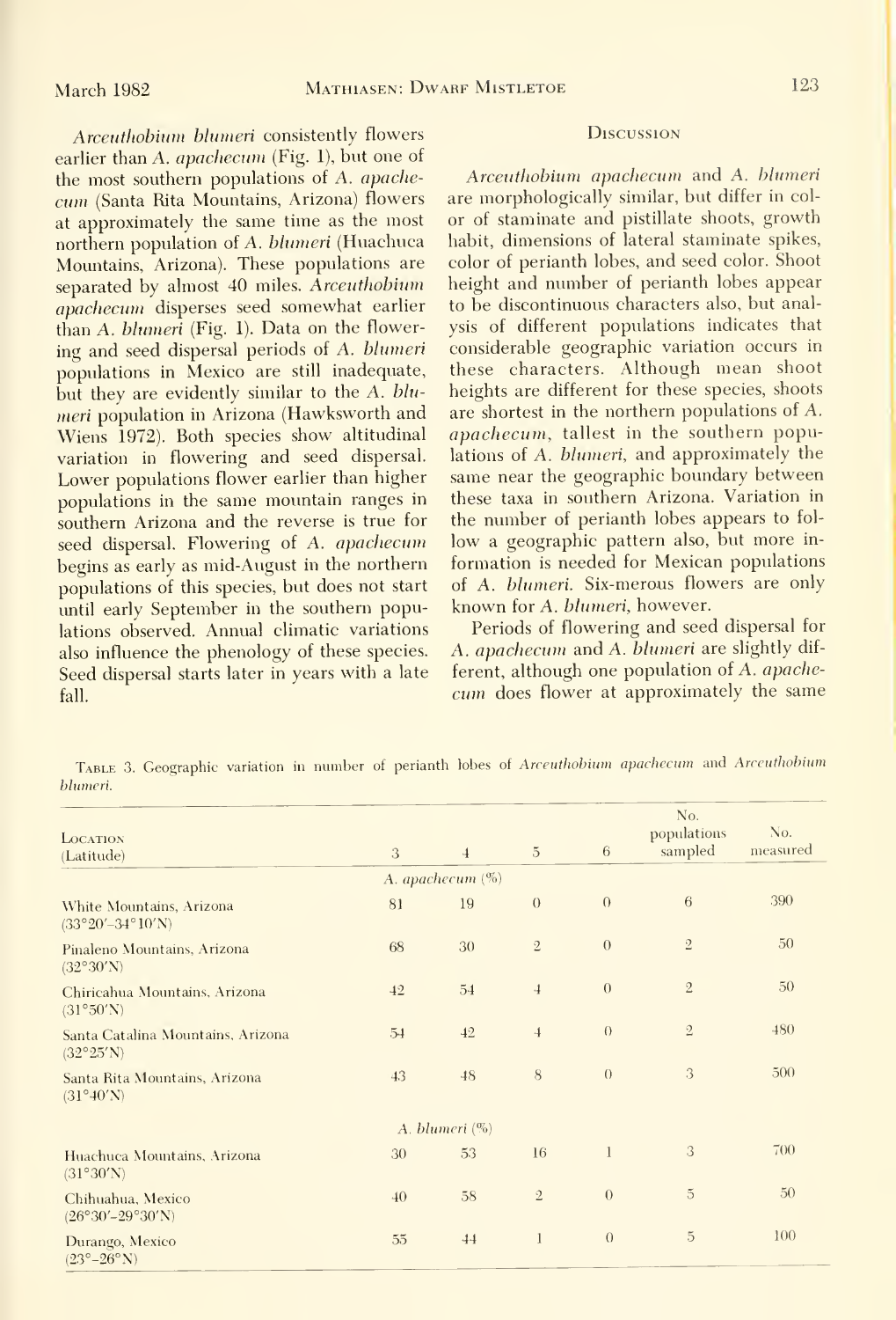*Arceuthobium blumeri* consistently flowers earlier than *A. apachecum* (Fig. 1), but one of the most southern populations of *A. apachecum* (Santa Rita Mountains, Arizona) flowers at approximately the same time as the most northern population of *A. blumeri* (Huachuca Mountains, Arizona). These populations are separated by almost 40 miles. *Arceuthobium apachecum* disperses seed somewhat earlier than *A. blumeri* (Fig. 1). Data on the flowering and seed dispersal periods of *A. blumeri* populations in Mexico are still inadequate, but they are evidently similar to the *A. blumeri* population in Arizona (Hawksworth and Wiens 1972). Both species show altitudinal variation in flowering and seed dispersal. Lower populations flower earlier than higher populations in the same mountain ranges in southern Arizona and the reverse is true for seed dispersal. Flowering of *A. apachecum* begins as early as mid-August in the northern populations of this species, but does not start until early September in the southern populations observed. Annual climatic variations also influence the phenology of these species. Seed dispersal starts later in years with a late fall.

## Discussion

*Arceuthobium apachecum* and *A. blumeri* are morphologically similar, but differ in color of staminate and pistillate shoots, growth habit, dimensions of lateral staminate spikes, color of perianth lobes, and seed color. Shoot height and number of perianth lobes appear to be discontinuous characters also, but analysis of different populations indicates that considerable geographic variation occurs in these characters. Although mean shoot heights are different for these species, shoots are shortest in the northern populations of *A. apachecum*, tallest in the southern populations of *A. blumeri*, and approximately the same near the geographic boundary between these taxa in southern Arizona. Variation in the number of perianth lobes appears to follow a geographic pattern also, but more information is needed for Mexican populations of *A. blumeri*. Six-merous flowers are only known for *A. blumeri*, however.

Periods of flowering and seed dispersal for *A. apachecum* and *A. blumeri* are slightly different, although one population of *A. apachecum* does flower at approximately the same

Table 3. Geographic variation in number of perianth lobes of *Arceuthobium apachecum* and *Arceuthobium blumeri*.

| Location (Latitude) | 3 | 4 | 5 | 6 | No. populations sampled | No. measured |
|---|---|---|---|---|---|---|
| | *A. apachecum* (%) | | | | | |
| White Mountains, Arizona (33°20′–34°10′N) | 81 | 19 | 0 | 0 | 6 | 390 |
| Pinaleno Mountains, Arizona (32°30′N) | 68 | 30 | 2 | 0 | 2 | 50 |
| Chiricahua Mountains, Arizona (31°50′N) | 42 | 54 | 4 | 0 | 2 | 50 |
| Santa Catalina Mountains, Arizona (32°25′N) | 54 | 42 | 4 | 0 | 2 | 480 |
| Santa Rita Mountains, Arizona (31°40′N) | 43 | 48 | 8 | 0 | 3 | 500 |
| | *A. blumeri* (%) | | | | | |
| Huachuca Mountains, Arizona (31°30′N) | 30 | 53 | 16 | 1 | 3 | 700 |
| Chihuahua, Mexico (26°30′–29°30′N) | 40 | 58 | 2 | 0 | 5 | 50 |
| Durango, Mexico (23°–26°N) | 55 | 44 | 1 | 0 | 5 | 100 |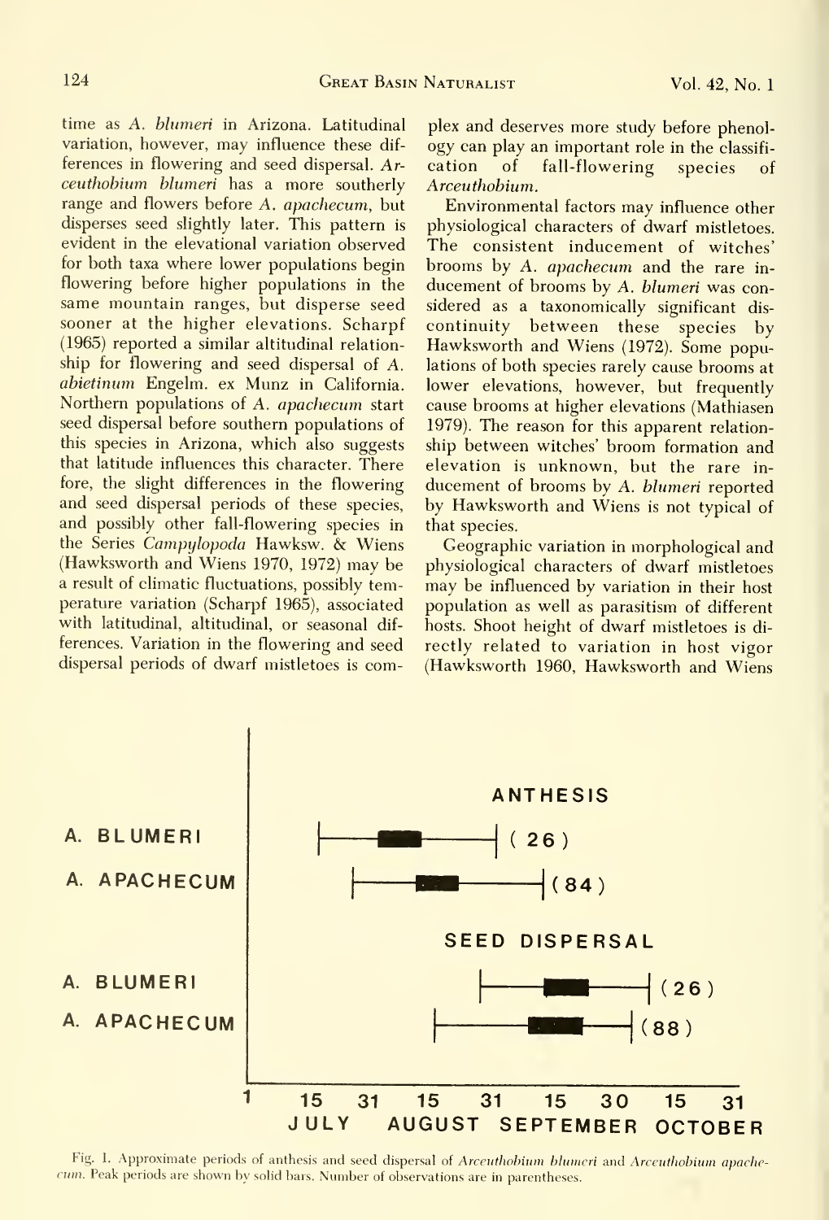time as *A. blumeri* in Arizona. Latitudinal variation, however, may influence these differences in flowering and seed dispersal. *Arceuthobium blumeri* has a more southerly range and flowers before *A. apachecum*, but disperses seed slightly later. This pattern is evident in the elevational variation observed for both taxa where lower populations begin flowering before higher populations in the same mountain ranges, but disperse seed sooner at the higher elevations. Scharpf (1965) reported a similar altitudinal relationship for flowering and seed dispersal of *A. abietinum* Engelm. ex Munz in California. Northern populations of *A. apachecum* start seed dispersal before southern populations of this species in Arizona, which also suggests that latitude influences this character. Therefore, the slight differences in the flowering and seed dispersal periods of these species, and possibly other fall-flowering species in the Series *Campylopoda* Hawksw. & Wiens (Hawksworth and Wiens 1970, 1972) may be a result of climatic fluctuations, possibly temperature variation (Scharpf 1965), associated with latitudinal, altitudinal, or seasonal differences. Variation in the flowering and seed dispersal periods of dwarf mistletoes is complex and deserves more study before phenology can play an important role in the classification of fall-flowering species of *Arceuthobium*.

Environmental factors may influence other physiological characters of dwarf mistletoes. The consistent inducement of witches' brooms by *A. apachecum* and the rare inducement of brooms by *A. blumeri* was considered as a taxonomically significant discontinuity between these species by Hawksworth and Wiens (1972). Some populations of both species rarely cause brooms at lower elevations, however, but frequently cause brooms at higher elevations (Mathiasen 1979). The reason for this apparent relationship between witches' broom formation and elevation is unknown, but the rare inducement of brooms by *A. blumeri* reported by Hawksworth and Wiens is not typical of that species.

Geographic variation in morphological and physiological characters of dwarf mistletoes may be influenced by variation in their host population as well as parasitism of different hosts. Shoot height of dwarf mistletoes is directly related to variation in host vigor (Hawksworth 1960, Hawksworth and Wiens

Fig. 1. Approximate periods of anthesis and seed dispersal of *Arceuthobium blumeri* and *Arceuthobium apachecum*. Peak periods are shown by solid bars. Number of observations are in parentheses.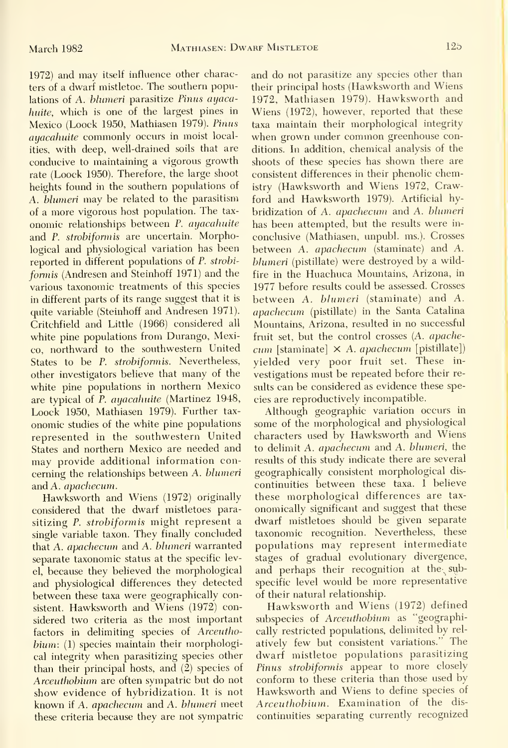1972) and may itself influence other characters of a dwarf mistletoe. The southern populations of *A. blumeri* parasitize *Pinus ayacahuite*, which is one of the largest pines in Mexico (Loock 1950, Mathiasen 1979). *Pinus ayacahuite* commonly occurs in moist localities, with deep, well-drained soils that are conducive to maintaining a vigorous growth rate (Loock 1950). Therefore, the large shoot heights found in the southern populations of *A. blumeri* may be related to the parasitism of a more vigorous host population. The taxonomic relationships between *P. ayacahuite* and *P. strobiformis* are uncertain. Morphological and physiological variation has been reported in different populations of *P. strobiformis* (Andresen and Steinhoff 1971) and the various taxonomic treatments of this species in different parts of its range suggest that it is quite variable (Steinhoff and Andresen 1971). Critchfield and Little (1966) considered all white pine populations from Durango, Mexico, northward to the southwestern United States to be *P. strobiformis*. Nevertheless, other investigators believe that many of the white pine populations in northern Mexico are typical of *P. ayacahuite* (Martinez 1948, Loock 1950, Mathiasen 1979). Further taxonomic studies of the white pine populations represented in the southwestern United States and northern Mexico are needed and may provide additional information concerning the relationships between *A. blumeri* and *A. apachecum*.

Hawksworth and Wiens (1972) originally considered that the dwarf mistletoes parasitizing *P. strobiformis* might represent a single variable taxon. They finally concluded that *A. apachecum* and *A. blumeri* warranted separate taxonomic status at the specific level, because they believed the morphological and physiological differences they detected between these taxa were geographically consistent. Hawksworth and Wiens (1972) considered two criteria as the most important factors in delimiting species of *Arceuthobium*: (1) species maintain their morphological integrity when parasitizing species other than their principal hosts, and (2) species of *Arceuthobium* are often sympatric but do not show evidence of hybridization. It is not known if *A. apachecum* and *A. blumeri* meet these criteria because they are not sympatric and do not parasitize any species other than their principal hosts (Hawksworth and Wiens 1972, Mathiasen 1979). Hawksworth and Wiens (1972), however, reported that these taxa maintain their morphological integrity when grown under common greenhouse conditions. In addition, chemical analysis of the shoots of these species has shown there are consistent differences in their phenolic chemistry (Hawksworth and Wiens 1972, Crawford and Hawksworth 1979). Artificial hybridization of *A. apachecum* and *A. blumeri* has been attempted, but the results were inconclusive (Mathiasen, unpubl. ms.). Crosses between *A. apachecum* (staminate) and *A. blumeri* (pistillate) were destroyed by a wildfire in the Huachuca Mountains, Arizona, in 1977 before results could be assessed. Crosses between *A. blumeri* (staminate) and *A. apachecum* (pistillate) in the Santa Catalina Mountains, Arizona, resulted in no successful fruit set, but the control crosses (*A. apachecum* [staminate] × *A. apachecum* [pistillate]) yielded very poor fruit set. These investigations must be repeated before their results can be considered as evidence these species are reproductively incompatible.

Although geographic variation occurs in some of the morphological and physiological characters used by Hawksworth and Wiens to delimit *A. apachecum* and *A. blumeri*, the results of this study indicate there are several geographically consistent morphological discontinuities between these taxa. I believe these morphological differences are taxonomically significant and suggest that these dwarf mistletoes should be given separate taxonomic recognition. Nevertheless, these populations may represent intermediate stages of gradual evolutionary divergence, and perhaps their recognition at the subspecific level would be more representative of their natural relationship.

Hawksworth and Wiens (1972) defined subspecies of *Arceuthobium* as "geographically restricted populations, delimited by relatively few but consistent variations." The dwarf mistletoe populations parasitizing *Pinus strobiformis* appear to more closely conform to these criteria than those used by Hawksworth and Wiens to define species of *Arceuthobium*. Examination of the discontinuities separating currently recognized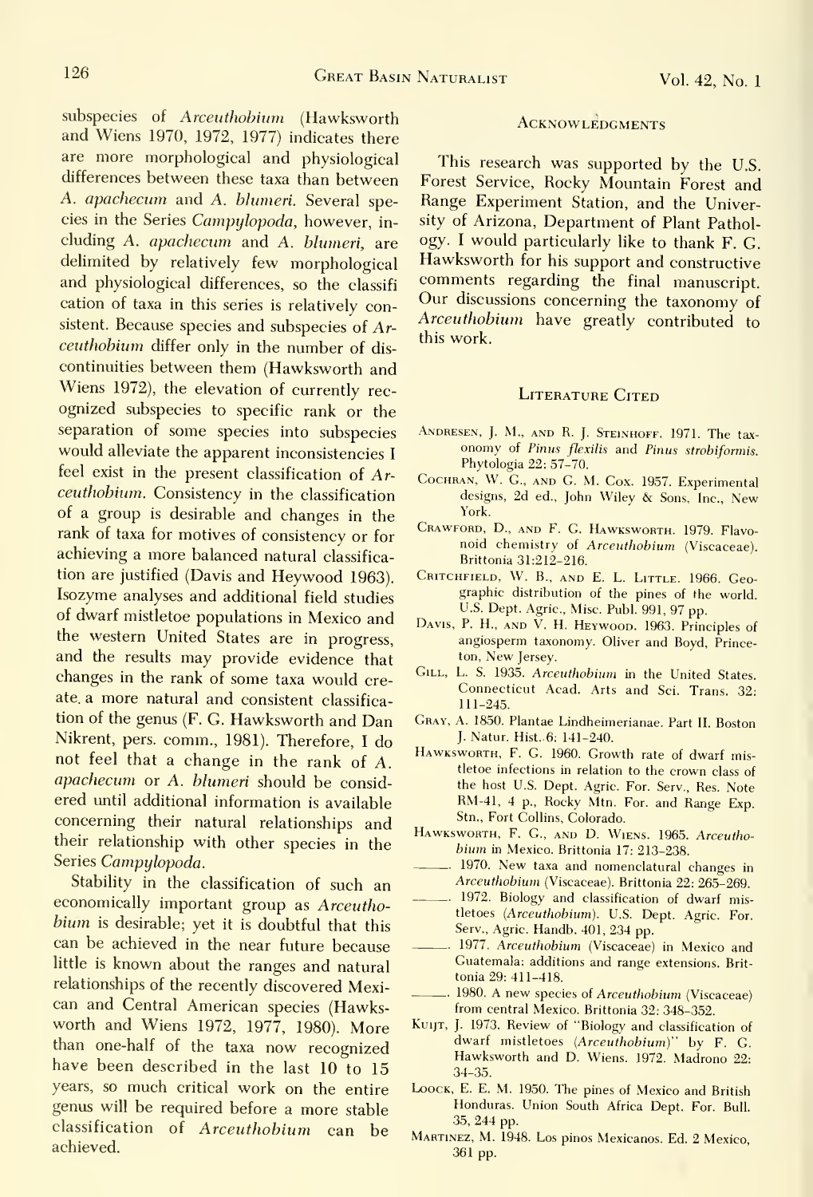subspecies of *Arceuthobium* (Hawksworth and Wiens 1970, 1972, 1977) indicates there are more morphological and physiological differences between these taxa than between *A. apachecum* and *A. blumeri*. Several species in the Series *Campylopoda*, however, including *A. apachecum* and *A. blumeri*, are delimited by relatively few morphological and physiological differences, so the classification of taxa in this series is relatively consistent. Because species and subspecies of *Arceuthobium* differ only in the number of discontinuities between them (Hawksworth and Wiens 1972), the elevation of currently recognized subspecies to specific rank or the separation of some species into subspecies would alleviate the apparent inconsistencies I feel exist in the present classification of *Arceuthobium*. Consistency in the classification of a group is desirable and changes in the rank of taxa for motives of consistency or for achieving a more balanced natural classification are justified (Davis and Heywood 1963). Isozyme analyses and additional field studies of dwarf mistletoe populations in Mexico and the western United States are in progress, and the results may provide evidence that changes in the rank of some taxa would create a more natural and consistent classification of the genus (F. G. Hawksworth and Dan Nikrent, pers. comm., 1981). Therefore, I do not feel that a change in the rank of *A. apachecum* or *A. blumeri* should be considered until additional information is available concerning their natural relationships and their relationship with other species in the Series *Campylopoda*.

Stability in the classification of such an economically important group as *Arceuthobium* is desirable; yet it is doubtful that this can be achieved in the near future because little is known about the ranges and natural relationships of the recently discovered Mexican and Central American species (Hawksworth and Wiens 1972, 1977, 1980). More than one-half of the taxa now recognized have been described in the last 10 to 15 years, so much critical work on the entire genus will be required before a more stable classification of *Arceuthobium* can be achieved.

## Acknowledgments

This research was supported by the U.S. Forest Service, Rocky Mountain Forest and Range Experiment Station, and the University of Arizona, Department of Plant Pathology. I would particularly like to thank F. G. Hawksworth for his support and constructive comments regarding the final manuscript. Our discussions concerning the taxonomy of *Arceuthobium* have greatly contributed to this work.

## Literature Cited

Andresen, J. M., and R. J. Steinhoff. 1971. The taxonomy of *Pinus flexilis* and *Pinus strobiformis*. Phytologia 22: 57–70.

Cochran, W. G., and G. M. Cox. 1957. Experimental designs, 2d ed., John Wiley & Sons, Inc., New York.

Crawford, D., and F. G. Hawksworth. 1979. Flavonoid chemistry of *Arceuthobium* (Viscaceae). Brittonia 31:212–216.

Critchfield, W. B., and E. L. Little. 1966. Geographic distribution of the pines of the world. U.S. Dept. Agric., Misc. Publ. 991, 97 pp.

Davis, P. H., and V. H. Heywood. 1963. Principles of angiosperm taxonomy. Oliver and Boyd, Princeton, New Jersey.

Gill, L. S. 1935. *Arceuthobium* in the United States. Connecticut Acad. Arts and Sci. Trans. 32: 111–245.

Gray, A. 1850. Plantae Lindheimerianae. Part II. Boston J. Natur. Hist. 6: 141–240.

Hawksworth, F. G. 1960. Growth rate of dwarf mistletoe infections in relation to the crown class of the host U.S. Dept. Agric. For. Serv., Res. Note RM-41, 4 p., Rocky Mtn. For. and Range Exp. Stn., Fort Collins, Colorado.

Hawksworth, F. G., and D. Wiens. 1965. *Arceuthobium* in Mexico. Brittonia 17: 213–238.

———. 1970. New taxa and nomenclatural changes in *Arceuthobium* (Viscaceae). Brittonia 22: 265–269.

———. 1972. Biology and classification of dwarf mistletoes (*Arceuthobium*). U.S. Dept. Agric. For. Serv., Agric. Handb. 401, 234 pp.

———. 1977. *Arceuthobium* (Viscaceae) in Mexico and Guatemala: additions and range extensions. Brittonia 29: 411–418.

———. 1980. A new species of *Arceuthobium* (Viscaceae) from central Mexico. Brittonia 32: 348–352.

Kuijt, J. 1973. Review of "Biology and classification of dwarf mistletoes (*Arceuthobium*)" by F. G. Hawksworth and D. Wiens. 1972. Madrono 22: 34–35.

Loock, E. E. M. 1950. The pines of Mexico and British Honduras. Union South Africa Dept. For. Bull. 35, 244 pp.

Martinez, M. 1948. Los pinos Mexicanos. Ed. 2 Mexico, 361 pp.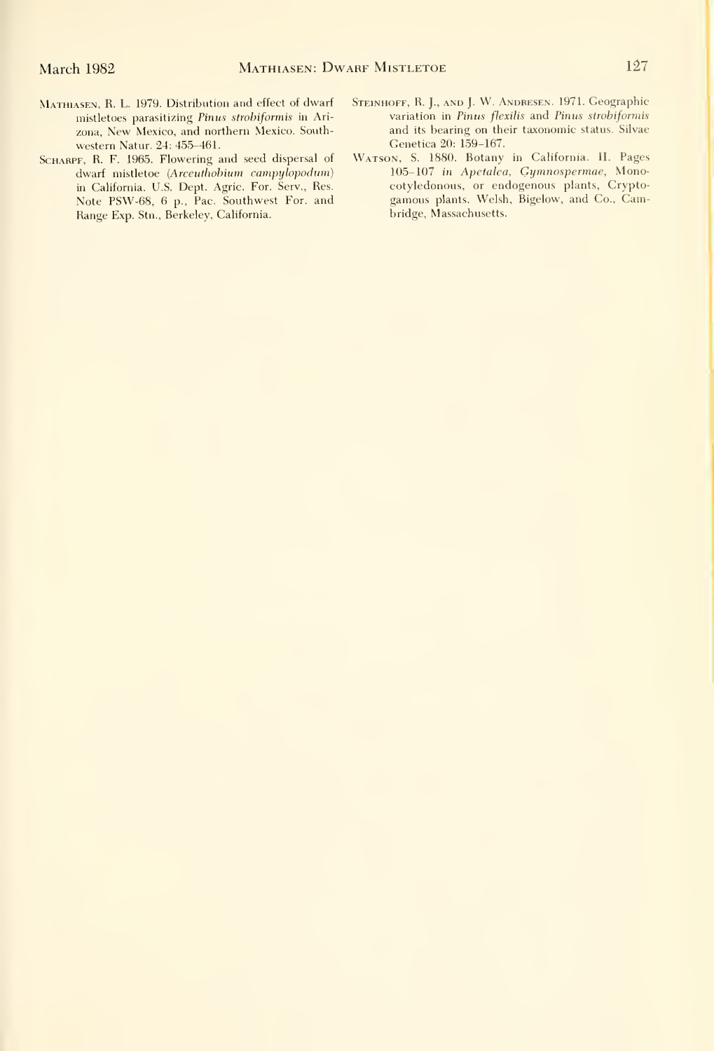Mathiasen, R. L. 1979. Distribution and effect of dwarf mistletoes parasitizing *Pinus strobiformis* in Arizona, New Mexico, and northern Mexico. Southwestern Natur. 24: 455–461.

Scharpf, R. F. 1965. Flowering and seed dispersal of dwarf mistletoe (*Arceuthobium campylopodum*) in California. U.S. Dept. Agric. For. Serv., Res. Note PSW-68, 6 p., Pac. Southwest For. and Range Exp. Stn., Berkeley, California.

Steinhoff, R. J., and J. W. Andresen. 1971. Geographic variation in *Pinus flexilis* and *Pinus strobiformis* and its bearing on their taxonomic status. Silvae Genetica 20: 159–167.

Watson, S. 1880. Botany in California. II. Pages 105–107 *in Apetalea, Gymnospermae*, Monocotyledonous, or endogenous plants, Cryptogamous plants. Welsh, Bigelow, and Co., Cambridge, Massachusetts.